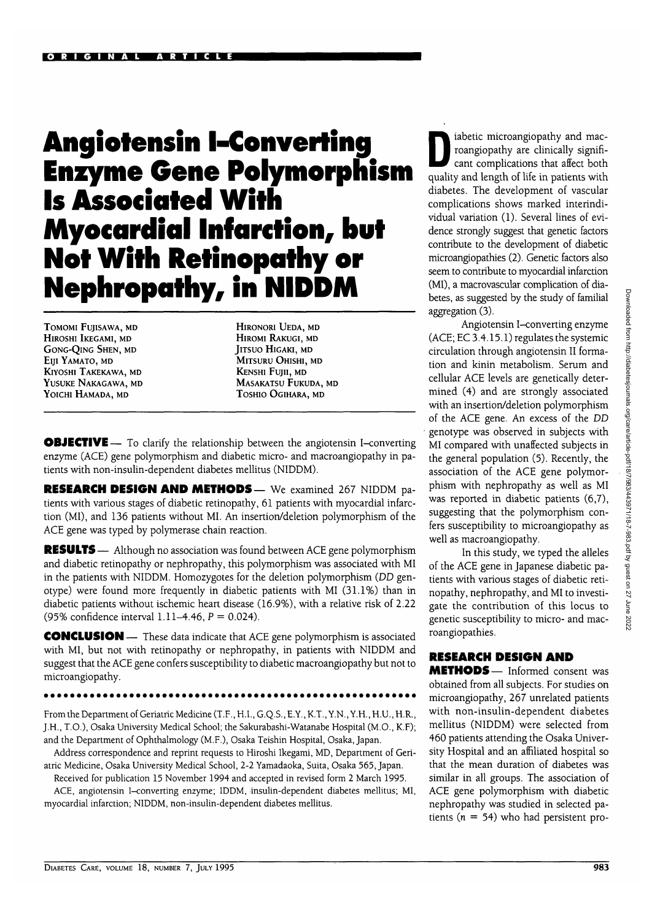ORIGINAL ARTICLE

# Angiotensin I–Converting Enzyme Gene Polymorphism Is Associated With Myocardial Infarction, but Not With Retinopathy or Nephropathy, in NIDDM

TOMOMI FUJISAWA, MD
HIROSHI IKEGAMI, MD
GONG-QING SHEN, MD
EIJI YAMATO, MD
KIYOSHI TAKEKAWA, MD
YUSUKE NAKAGAWA, MD
YOICHI HAMADA, MD
HIRONORI UEDA, MD
HIROMI RAKUGI, MD
JITSUO HIGAKI, MD
MITSURU OHISHI, MD
KENSHI FUJII, MD
MASAKATSU FUKUDA, MD
TOSHIO OGIHARA, MD

**OBJECTIVE** — To clarify the relationship between the angiotensin I–converting enzyme (ACE) gene polymorphism and diabetic micro- and macroangiopathy in patients with non-insulin-dependent diabetes mellitus (NIDDM).

**RESEARCH DESIGN AND METHODS** — We examined 267 NIDDM patients with various stages of diabetic retinopathy, 61 patients with myocardial infarction (MI), and 136 patients without MI. An insertion/deletion polymorphism of the ACE gene was typed by polymerase chain reaction.

**RESULTS** — Although no association was found between ACE gene polymorphism and diabetic retinopathy or nephropathy, this polymorphism was associated with MI in the patients with NIDDM. Homozygotes for the deletion polymorphism (*DD* genotype) were found more frequently in diabetic patients with MI (31.1%) than in diabetic patients without ischemic heart disease (16.9%), with a relative risk of 2.22 (95% confidence interval 1.11–4.46, $P = 0.024$).

**CONCLUSION** — These data indicate that ACE gene polymorphism is associated with MI, but not with retinopathy or nephropathy, in patients with NIDDM and suggest that the ACE gene confers susceptibility to diabetic macroangiopathy but not to microangiopathy.

From the Department of Geriatric Medicine (T.F., H.I., G.Q.S., E.Y., K.T., Y.N., Y.H., H.U., H.R., J.H., T.O.), Osaka University Medical School; the Sakurabashi-Watanabe Hospital (M.O., K.F); and the Department of Ophthalmology (M.F.), Osaka Teishin Hospital, Osaka, Japan.

Address correspondence and reprint requests to Hiroshi Ikegami, MD, Department of Geriatric Medicine, Osaka University Medical School, 2-2 Yamadaoka, Suita, Osaka 565, Japan.

Received for publication 15 November 1994 and accepted in revised form 2 March 1995.

ACE, angiotensin I–converting enzyme; IDDM, insulin-dependent diabetes mellitus; MI, myocardial infarction; NIDDM, non-insulin-dependent diabetes mellitus.

Diabetic microangiopathy and macroangiopathy are clinically significant complications that affect both quality and length of life in patients with diabetes. The development of vascular complications shows marked interindividual variation (1). Several lines of evidence strongly suggest that genetic factors contribute to the development of diabetic microangiopathies (2). Genetic factors also seem to contribute to myocardial infarction (MI), a macrovascular complication of diabetes, as suggested by the study of familial aggregation (3).

Angiotensin I–converting enzyme (ACE; EC 3.4.15.1) regulates the systemic circulation through angiotensin II formation and kinin metabolism. Serum and cellular ACE levels are genetically determined (4) and are strongly associated with an insertion/deletion polymorphism of the ACE gene. An excess of the *DD* genotype was observed in subjects with MI compared with unaffected subjects in the general population (5). Recently, the association of the ACE gene polymorphism with nephropathy as well as MI was reported in diabetic patients (6,7), suggesting that the polymorphism confers susceptibility to microangiopathy as well as macroangiopathy.

In this study, we typed the alleles of the ACE gene in Japanese diabetic patients with various stages of diabetic retinopathy, nephropathy, and MI to investigate the contribution of this locus to genetic susceptibility to micro- and macroangiopathies.

## RESEARCH DESIGN AND METHODS

Informed consent was obtained from all subjects. For studies on microangiopathy, 267 unrelated patients with non-insulin-dependent diabetes mellitus (NIDDM) were selected from 460 patients attending the Osaka University Hospital and an affiliated hospital so that the mean duration of diabetes was similar in all groups. The association of ACE gene polymorphism with diabetic nephropathy was studied in selected patients ($n = 54$) who had persistent pro-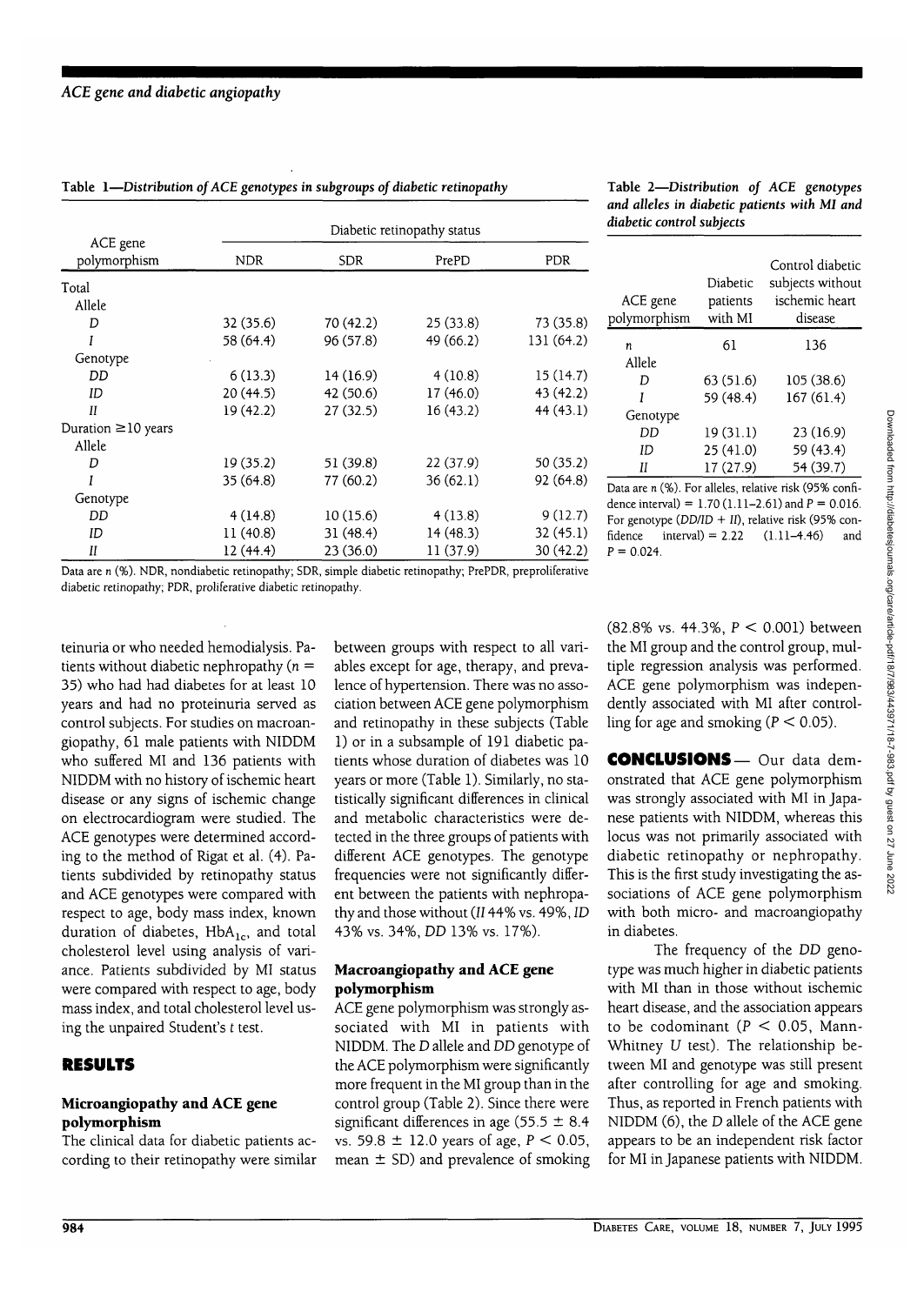**Table 1—Distribution of ACE genotypes in subgroups of diabetic retinopathy**

| ACE gene polymorphism | Diabetic retinopathy status | | | |
|---|---|---|---|---|
| | NDR | SDR | PrePD | PDR |
| Total | | | | |
| Allele | | | | |
| *D* | 32 (35.6) | 70 (42.2) | 25 (33.8) | 73 (35.8) |
| *I* | 58 (64.4) | 96 (57.8) | 49 (66.2) | 131 (64.2) |
| Genotype | | | | |
| *DD* | 6 (13.3) | 14 (16.9) | 4 (10.8) | 15 (14.7) |
| *ID* | 20 (44.5) | 42 (50.6) | 17 (46.0) | 43 (42.2) |
| *II* | 19 (42.2) | 27 (32.5) | 16 (43.2) | 44 (43.1) |
| Duration ≥10 years | | | | |
| Allele | | | | |
| *D* | 19 (35.2) | 51 (39.8) | 22 (37.9) | 50 (35.2) |
| *I* | 35 (64.8) | 77 (60.2) | 36 (62.1) | 92 (64.8) |
| Genotype | | | | |
| *DD* | 4 (14.8) | 10 (15.6) | 4 (13.8) | 9 (12.7) |
| *ID* | 11 (40.8) | 31 (48.4) | 14 (48.3) | 32 (45.1) |
| *II* | 12 (44.4) | 23 (36.0) | 11 (37.9) | 30 (42.2) |

Data are *n* (%). NDR, nondiabetic retinopathy; SDR, simple diabetic retinopathy; PrePDR, preproliferative diabetic retinopathy; PDR, proliferative diabetic retinopathy.

**Table 2—Distribution of ACE genotypes and alleles in diabetic patients with MI and diabetic control subjects**

| ACE gene polymorphism | Diabetic patients with MI | Control diabetic subjects without ischemic heart disease |
|---|---|---|
| *n* | 61 | 136 |
| Allele | | |
| *D* | 63 (51.6) | 105 (38.6) |
| *I* | 59 (48.4) | 167 (61.4) |
| Genotype | | |
| *DD* | 19 (31.1) | 23 (16.9) |
| *ID* | 25 (41.0) | 59 (43.4) |
| *II* | 17 (27.9) | 54 (39.7) |

Data are *n* (%). For alleles, relative risk (95% confidence interval) = 1.70 (1.11–2.61) and $P = 0.016$. For genotype (*DD*/*ID* + *II*), relative risk (95% confidence interval) = 2.22 (1.11–4.46) and $P = 0.024$.

teinuria or who needed hemodialysis. Patients without diabetic nephropathy ($n = 35$) who had had diabetes for at least 10 years and had no proteinuria served as control subjects. For studies on macroangiopathy, 61 male patients with NIDDM who suffered MI and 136 patients with NIDDM with no history of ischemic heart disease or any signs of ischemic change on electrocardiogram were studied. The ACE genotypes were determined according to the method of Rigat et al. (4). Patients subdivided by retinopathy status and ACE genotypes were compared with respect to age, body mass index, known duration of diabetes, $HbA_{1c}$, and total cholesterol level using analysis of variance. Patients subdivided by MI status were compared with respect to age, body mass index, and total cholesterol level using the unpaired Student's *t* test.

## RESULTS

### Microangiopathy and ACE gene polymorphism

The clinical data for diabetic patients according to their retinopathy were similar between groups with respect to all variables except for age, therapy, and prevalence of hypertension. There was no association between ACE gene polymorphism and retinopathy in these subjects (Table 1) or in a subsample of 191 diabetic patients whose duration of diabetes was 10 years or more (Table 1). Similarly, no statistically significant differences in clinical and metabolic characteristics were detected in the three groups of patients with different ACE genotypes. The genotype frequencies were not significantly different between the patients with nephropathy and those without (*II* 44% vs. 49%, *ID* 43% vs. 34%, *DD* 13% vs. 17%).

### Macroangiopathy and ACE gene polymorphism

ACE gene polymorphism was strongly associated with MI in patients with NIDDM. The *D* allele and *DD* genotype of the ACE polymorphism were significantly more frequent in the MI group than in the control group (Table 2). Since there were significant differences in age (55.5 ± 8.4 vs. 59.8 ± 12.0 years of age, $P < 0.05$, mean ± SD) and prevalence of smoking (82.8% vs. 44.3%, $P < 0.001$) between the MI group and the control group, multiple regression analysis was performed. ACE gene polymorphism was independently associated with MI after controlling for age and smoking ($P < 0.05$).

## CONCLUSIONS

Our data demonstrated that ACE gene polymorphism was strongly associated with MI in Japanese patients with NIDDM, whereas this locus was not primarily associated with diabetic retinopathy or nephropathy. This is the first study investigating the associations of ACE gene polymorphism with both micro- and macroangiopathy in diabetes.

The frequency of the *DD* genotype was much higher in diabetic patients with MI than in those without ischemic heart disease, and the association appears to be codominant ($P < 0.05$, Mann-Whitney *U* test). The relationship between MI and genotype was still present after controlling for age and smoking. Thus, as reported in French patients with NIDDM (6), the *D* allele of the ACE gene appears to be an independent risk factor for MI in Japanese patients with NIDDM.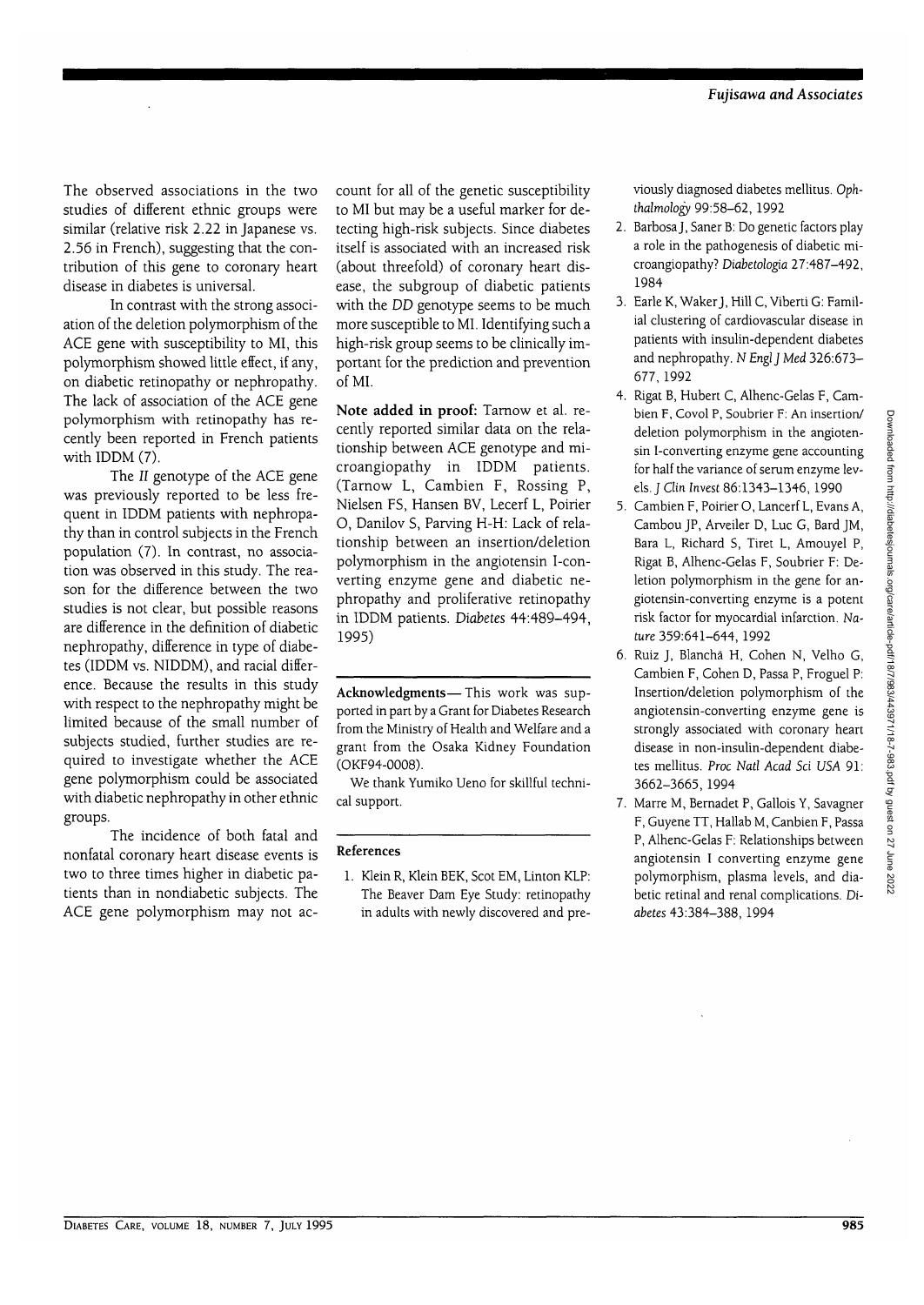The observed associations in the two studies of different ethnic groups were similar (relative risk 2.22 in Japanese vs. 2.56 in French), suggesting that the contribution of this gene to coronary heart disease in diabetes is universal.

In contrast with the strong association of the deletion polymorphism of the ACE gene with susceptibility to MI, this polymorphism showed little effect, if any, on diabetic retinopathy or nephropathy. The lack of association of the ACE gene polymorphism with retinopathy has recently been reported in French patients with IDDM (7).

The *II* genotype of the ACE gene was previously reported to be less frequent in IDDM patients with nephropathy than in control subjects in the French population (7). In contrast, no association was observed in this study. The reason for the difference between the two studies is not clear, but possible reasons are difference in the definition of diabetic nephropathy, difference in type of diabetes (IDDM vs. NIDDM), and racial difference. Because the results in this study with respect to the nephropathy might be limited because of the small number of subjects studied, further studies are required to investigate whether the ACE gene polymorphism could be associated with diabetic nephropathy in other ethnic groups.

The incidence of both fatal and nonfatal coronary heart disease events is two to three times higher in diabetic patients than in nondiabetic subjects. The ACE gene polymorphism may not account for all of the genetic susceptibility to MI but may be a useful marker for detecting high-risk subjects. Since diabetes itself is associated with an increased risk (about threefold) of coronary heart disease, the subgroup of diabetic patients with the *DD* genotype seems to be much more susceptible to MI. Identifying such a high-risk group seems to be clinically important for the prediction and prevention of MI.

**Note added in proof:** Tarnow et al. recently reported similar data on the relationship between ACE genotype and microangiopathy in IDDM patients. (Tarnow L, Cambien F, Rossing P, Nielsen FS, Hansen BV, Lecerf L, Poirier O, Danilov S, Parving H-H: Lack of relationship between an insertion/deletion polymorphism in the angiotensin I-converting enzyme gene and diabetic nephropathy and proliferative retinopathy in IDDM patients. *Diabetes* 44:489–494, 1995)

**Acknowledgments**— This work was supported in part by a Grant for Diabetes Research from the Ministry of Health and Welfare and a grant from the Osaka Kidney Foundation (OKF94-0008).

We thank Yumiko Ueno for skillful technical support.

## References

1. Klein R, Klein BEK, Scot EM, Linton KLP: The Beaver Dam Eye Study: retinopathy in adults with newly discovered and previously diagnosed diabetes mellitus. *Ophthalmology* 99:58–62, 1992
2. Barbosa J, Saner B: Do genetic factors play a role in the pathogenesis of diabetic microangiopathy? *Diabetologia* 27:487–492, 1984
3. Earle K, Waker J, Hill C, Viberti G: Familial clustering of cardiovascular disease in patients with insulin-dependent diabetes and nephropathy. *N Engl J Med* 326:673–677, 1992
4. Rigat B, Hubert C, Alhenc-Gelas F, Cambien F, Covol P, Soubrier F: An insertion/deletion polymorphism in the angiotensin I-converting enzyme gene accounting for half the variance of serum enzyme levels. *J Clin Invest* 86:1343–1346, 1990
5. Cambien F, Poirier O, Lancerf L, Evans A, Cambou JP, Arveiler D, Luc G, Bard JM, Bara L, Richard S, Tiret L, Amouyel P, Rigat B, Alhenc-Gelas F, Soubrier F: Deletion polymorphism in the gene for angiotensin-converting enzyme is a potent risk factor for myocardial infarction. *Nature* 359:641–644, 1992
6. Ruiz J, Blanchâ H, Cohen N, Velho G, Cambien F, Cohen D, Passa P, Froguel P: Insertion/deletion polymorphism of the angiotensin-converting enzyme gene is strongly associated with coronary heart disease in non-insulin-dependent diabetes mellitus. *Proc Natl Acad Sci USA* 91: 3662–3665, 1994
7. Marre M, Bernadet P, Gallois Y, Savagner F, Guyene TT, Hallab M, Canbien F, Passa P, Alhenc-Gelas F: Relationships between angiotensin I converting enzyme gene polymorphism, plasma levels, and diabetic retinal and renal complications. *Diabetes* 43:384–388, 1994